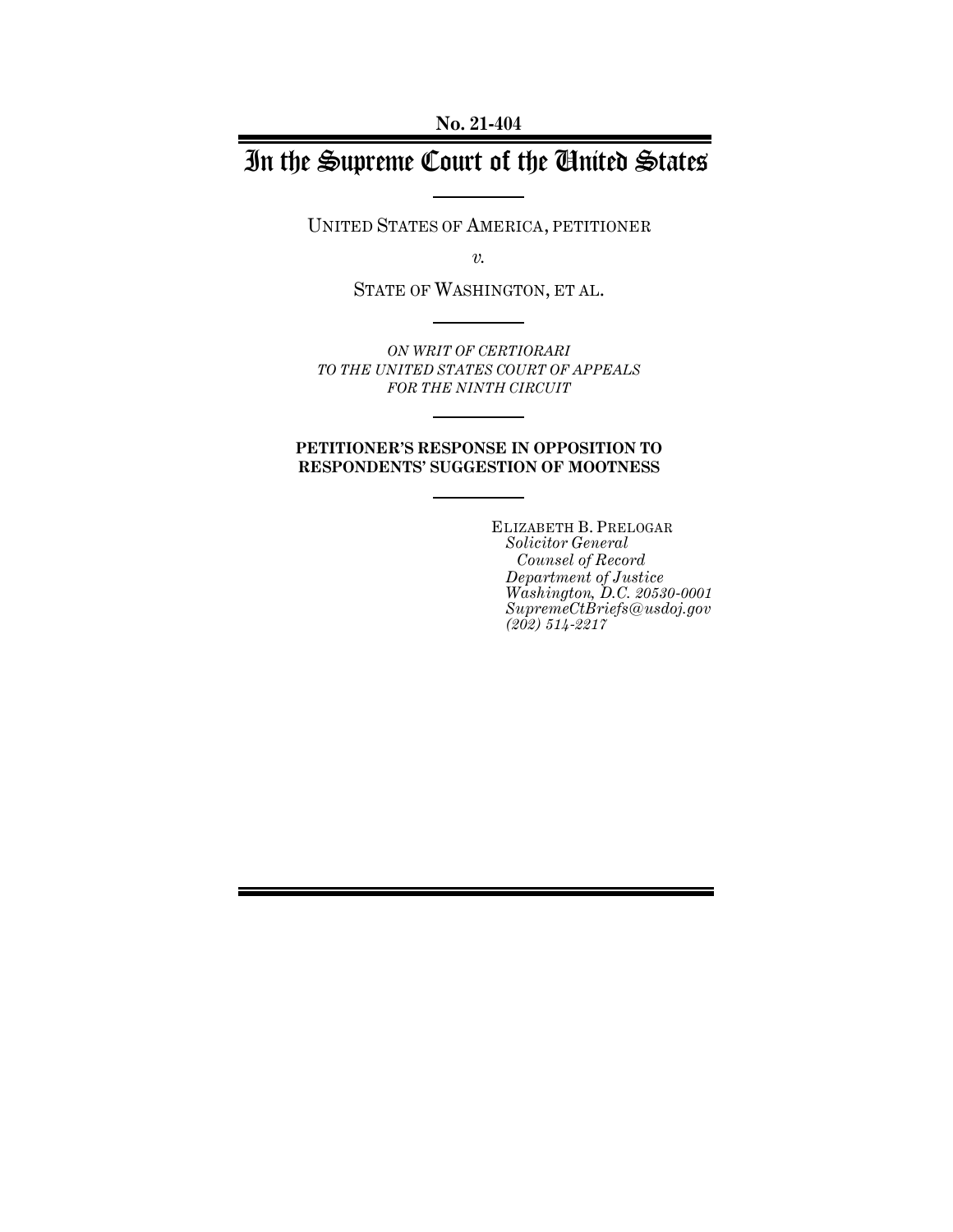**No. 21-404**

# In the Supreme Court of the United States

UNITED STATES OF AMERICA, PETITIONER

*v.*

STATE OF WASHINGTON, ET AL.

*ON WRIT OF CERTIORARI*
*TO THE UNITED STATES COURT OF APPEALS*
*FOR THE NINTH CIRCUIT*

**PETITIONER'S RESPONSE IN OPPOSITION TO RESPONDENTS' SUGGESTION OF MOOTNESS**

ELIZABETH B. PRELOGAR
*Solicitor General*
*Counsel of Record*
*Department of Justice*
*Washington, D.C. 20530-0001*
*SupremeCtBriefs@usdoj.gov*
*(202) 514-2217*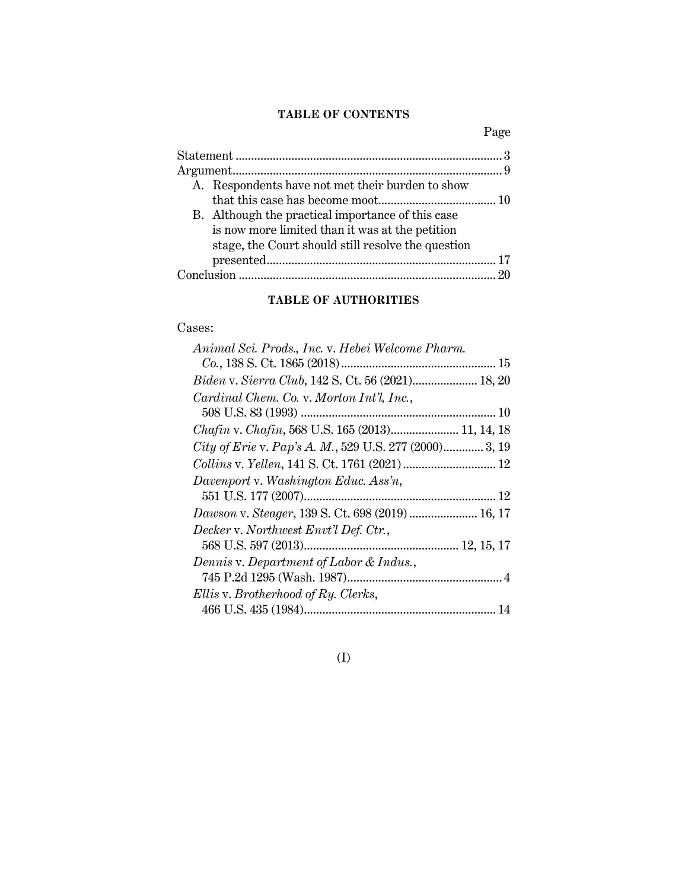**TABLE OF CONTENTS**

| | Page |
|---|---|
| Statement | 3 |
| Argument | 9 |
| A. Respondents have not met their burden to show that this case has become moot | 10 |
| B. Although the practical importance of this case is now more limited than it was at the petition stage, the Court should still resolve the question presented | 17 |
| Conclusion | 20 |

**TABLE OF AUTHORITIES**

Cases:

| | |
|---|---|
| *Animal Sci. Prods., Inc.* v. *Hebei Welcome Pharm. Co.*, 138 S. Ct. 1865 (2018) | 15 |
| *Biden* v. *Sierra Club*, 142 S. Ct. 56 (2021) | 18, 20 |
| *Cardinal Chem. Co.* v. *Morton Int'l, Inc.*, 508 U.S. 83 (1993) | 10 |
| *Chafin* v. *Chafin*, 568 U.S. 165 (2013) | 11, 14, 18 |
| *City of Erie* v. *Pap's A. M.*, 529 U.S. 277 (2000) | 3, 19 |
| *Collins* v. *Yellen*, 141 S. Ct. 1761 (2021) | 12 |
| *Davenport* v. *Washington Educ. Ass'n*, 551 U.S. 177 (2007) | 12 |
| *Dawson* v. *Steager*, 139 S. Ct. 698 (2019) | 16, 17 |
| *Decker* v. *Northwest Envt'l Def. Ctr.*, 568 U.S. 597 (2013) | 12, 15, 17 |
| *Dennis* v. *Department of Labor & Indus.*, 745 P.2d 1295 (Wash. 1987) | 4 |
| *Ellis* v. *Brotherhood of Ry. Clerks*, 466 U.S. 435 (1984) | 14 |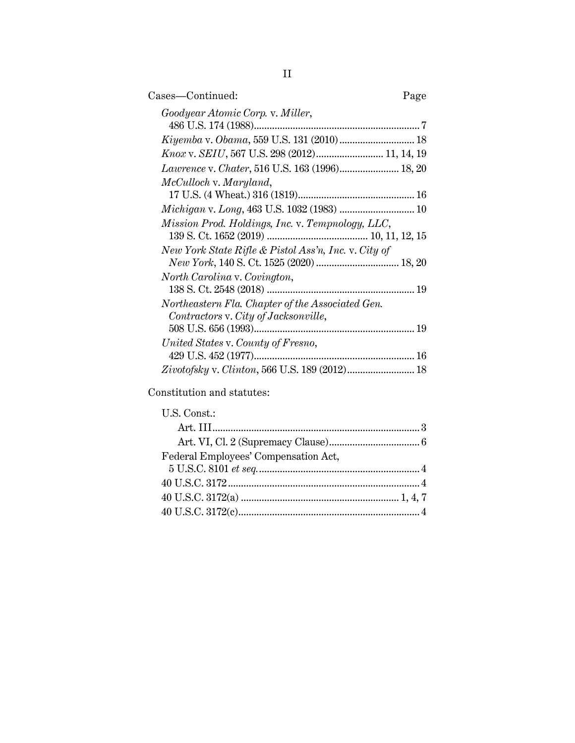Cases—Continued: Page

*Goodyear Atomic Corp.* v. *Miller*, 486 U.S. 174 (1988) ... 7

*Kiyemba* v. *Obama*, 559 U.S. 131 (2010) ... 18

*Knox* v. *SEIU*, 567 U.S. 298 (2012) ... 11, 14, 19

*Lawrence* v. *Chater*, 516 U.S. 163 (1996) ... 18, 20

*McCulloch* v. *Maryland*, 17 U.S. (4 Wheat.) 316 (1819) ... 16

*Michigan* v. *Long*, 463 U.S. 1032 (1983) ... 10

*Mission Prod. Holdings, Inc.* v. *Tempnology, LLC*, 139 S. Ct. 1652 (2019) ... 10, 11, 12, 15

*New York State Rifle & Pistol Ass'n, Inc.* v. *City of New York*, 140 S. Ct. 1525 (2020) ... 18, 20

*North Carolina* v. *Covington*, 138 S. Ct. 2548 (2018) ... 19

*Northeastern Fla. Chapter of the Associated Gen. Contractors* v. *City of Jacksonville*, 508 U.S. 656 (1993) ... 19

*United States* v. *County of Fresno*, 429 U.S. 452 (1977) ... 16

*Zivotofsky* v. *Clinton*, 566 U.S. 189 (2012) ... 18

Constitution and statutes:

U.S. Const.:

- Art. III ... 3
- Art. VI, Cl. 2 (Supremacy Clause) ... 6

Federal Employees' Compensation Act, 5 U.S.C. 8101 *et seq.* ... 4

40 U.S.C. 3172 ... 4

40 U.S.C. 3172(a) ... 1, 4, 7

40 U.S.C. 3172(c) ... 4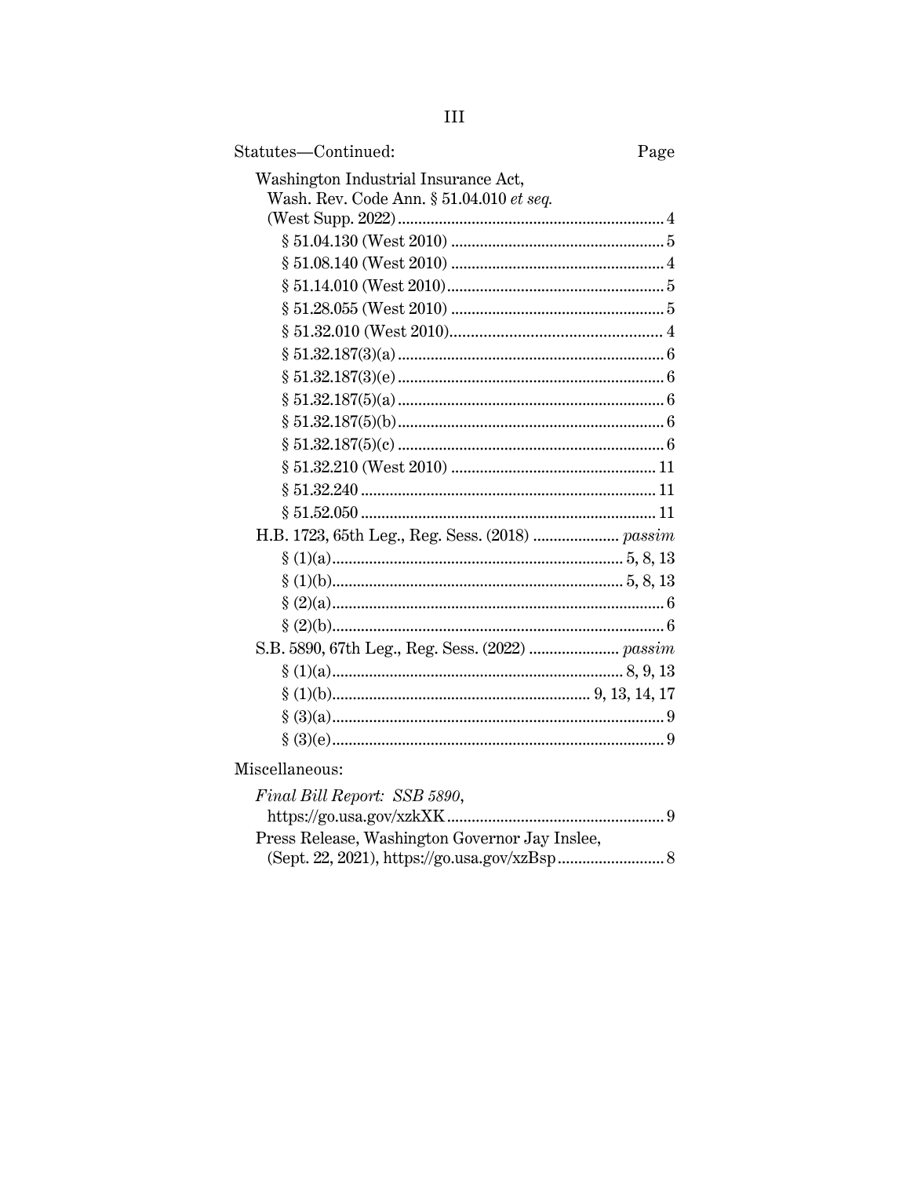Statutes—Continued: Page

Washington Industrial Insurance Act,
  Wash. Rev. Code Ann. § 51.04.010 *et seq.*
  (West Supp. 2022) .......... 4
    § 51.04.130 (West 2010) .......... 5
    § 51.08.140 (West 2010) .......... 4
    § 51.14.010 (West 2010) .......... 5
    § 51.28.055 (West 2010) .......... 5
    § 51.32.010 (West 2010) .......... 4
    § 51.32.187(3)(a) .......... 6
    § 51.32.187(3)(e) .......... 6
    § 51.32.187(5)(a) .......... 6
    § 51.32.187(5)(b) .......... 6
    § 51.32.187(5)(c) .......... 6
    § 51.32.210 (West 2010) .......... 11
    § 51.32.240 .......... 11
    § 51.52.050 .......... 11

H.B. 1723, 65th Leg., Reg. Sess. (2018) .......... *passim*
    § (1)(a) .......... 5, 8, 13
    § (1)(b) .......... 5, 8, 13
    § (2)(a) .......... 6
    § (2)(b) .......... 6

S.B. 5890, 67th Leg., Reg. Sess. (2022) .......... *passim*
    § (1)(a) .......... 8, 9, 13
    § (1)(b) .......... 9, 13, 14, 17
    § (3)(a) .......... 9
    § (3)(e) .......... 9

Miscellaneous:

*Final Bill Report: SSB 5890*,
  https://go.usa.gov/xzkXK .......... 9

Press Release, Washington Governor Jay Inslee,
  (Sept. 22, 2021), https://go.usa.gov/xzBsp .......... 8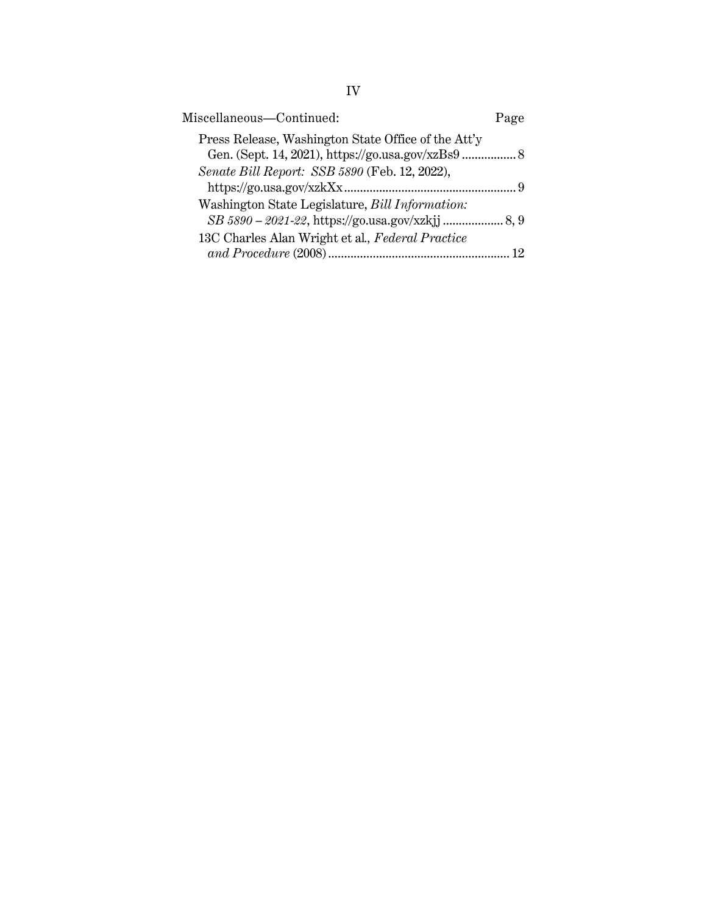Miscellaneous—Continued: Page

Press Release, Washington State Office of the Att'y Gen. (Sept. 14, 2021), https://go.usa.gov/xzBs9 ................ 8

*Senate Bill Report: SSB 5890* (Feb. 12, 2022), https://go.usa.gov/xzkXx ...................................................... 9

Washington State Legislature, *Bill Information: SB 5890 – 2021-22*, https://go.usa.gov/xzkjj .................. 8, 9

13C Charles Alan Wright et al., *Federal Practice and Procedure* (2008) ......................................................... 12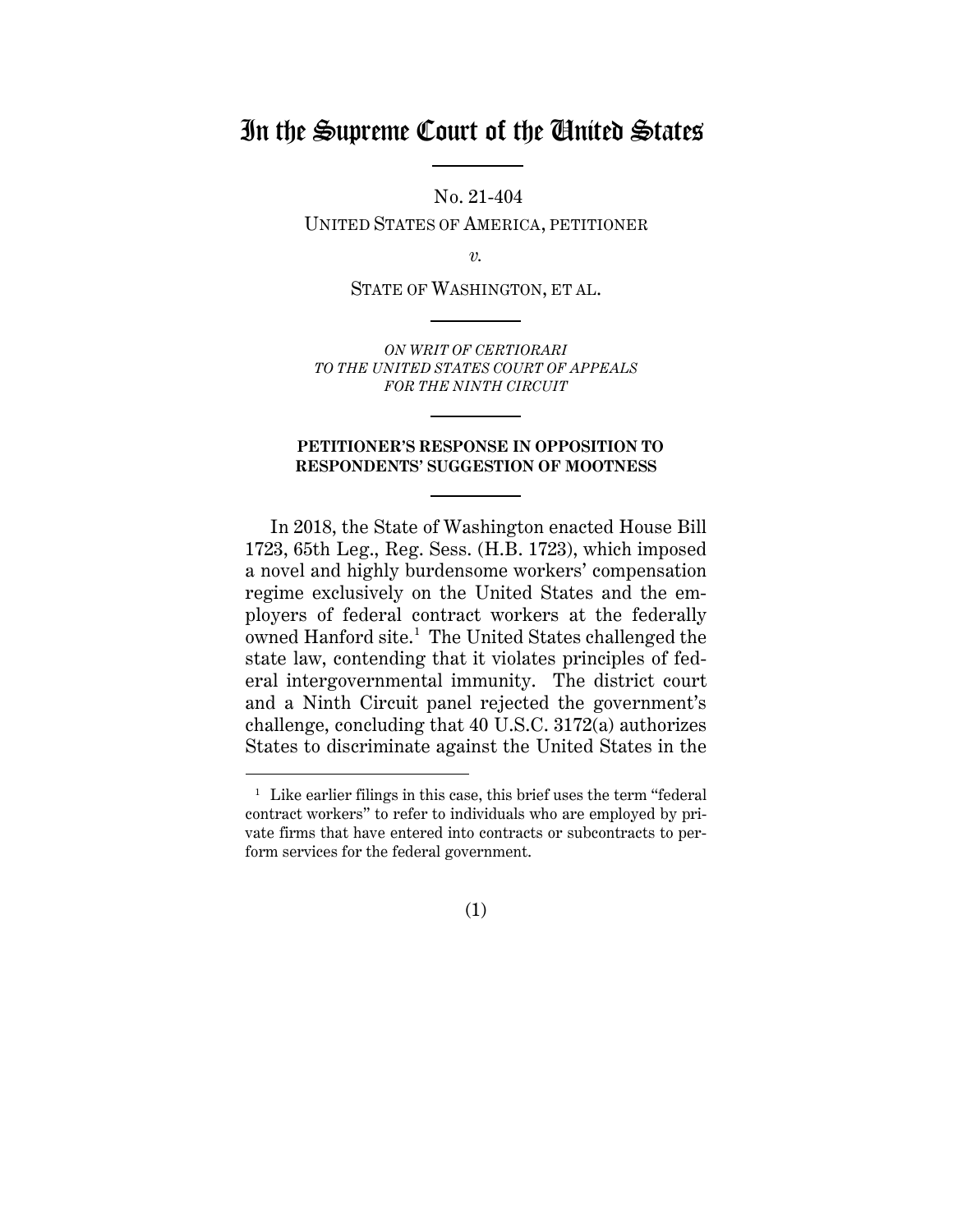# In the Supreme Court of the United States

No. 21-404

UNITED STATES OF AMERICA, PETITIONER

*v.*

STATE OF WASHINGTON, ET AL.

*ON WRIT OF CERTIORARI TO THE UNITED STATES COURT OF APPEALS FOR THE NINTH CIRCUIT*

**PETITIONER'S RESPONSE IN OPPOSITION TO RESPONDENTS' SUGGESTION OF MOOTNESS**

In 2018, the State of Washington enacted House Bill 1723, 65th Leg., Reg. Sess. (H.B. 1723), which imposed a novel and highly burdensome workers' compensation regime exclusively on the United States and the employers of federal contract workers at the federally owned Hanford site.[1] The United States challenged the state law, contending that it violates principles of federal intergovernmental immunity. The district court and a Ninth Circuit panel rejected the government's challenge, concluding that 40 U.S.C. 3172(a) authorizes States to discriminate against the United States in the

[1] Like earlier filings in this case, this brief uses the term "federal contract workers" to refer to individuals who are employed by private firms that have entered into contracts or subcontracts to perform services for the federal government.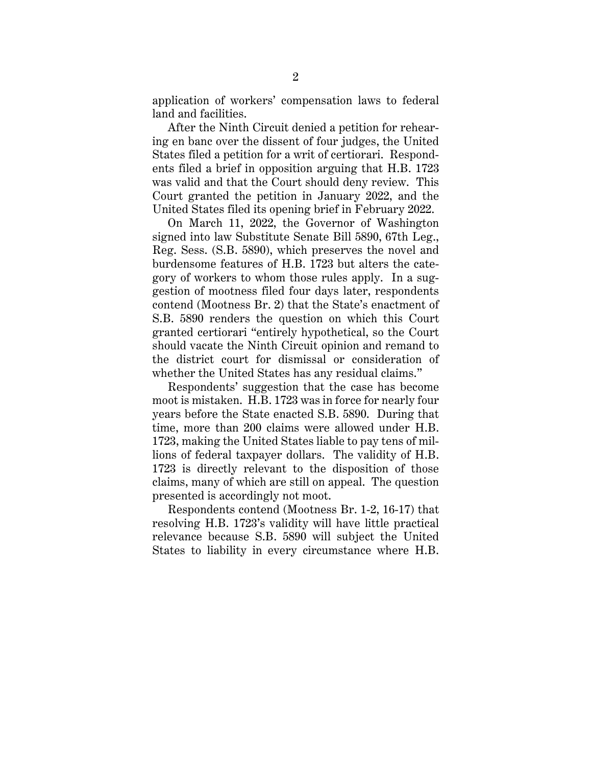application of workers' compensation laws to federal land and facilities.

After the Ninth Circuit denied a petition for rehearing en banc over the dissent of four judges, the United States filed a petition for a writ of certiorari. Respondents filed a brief in opposition arguing that H.B. 1723 was valid and that the Court should deny review. This Court granted the petition in January 2022, and the United States filed its opening brief in February 2022.

On March 11, 2022, the Governor of Washington signed into law Substitute Senate Bill 5890, 67th Leg., Reg. Sess. (S.B. 5890), which preserves the novel and burdensome features of H.B. 1723 but alters the category of workers to whom those rules apply. In a suggestion of mootness filed four days later, respondents contend (Mootness Br. 2) that the State's enactment of S.B. 5890 renders the question on which this Court granted certiorari "entirely hypothetical, so the Court should vacate the Ninth Circuit opinion and remand to the district court for dismissal or consideration of whether the United States has any residual claims."

Respondents' suggestion that the case has become moot is mistaken. H.B. 1723 was in force for nearly four years before the State enacted S.B. 5890. During that time, more than 200 claims were allowed under H.B. 1723, making the United States liable to pay tens of millions of federal taxpayer dollars. The validity of H.B. 1723 is directly relevant to the disposition of those claims, many of which are still on appeal. The question presented is accordingly not moot.

Respondents contend (Mootness Br. 1-2, 16-17) that resolving H.B. 1723's validity will have little practical relevance because S.B. 5890 will subject the United States to liability in every circumstance where H.B.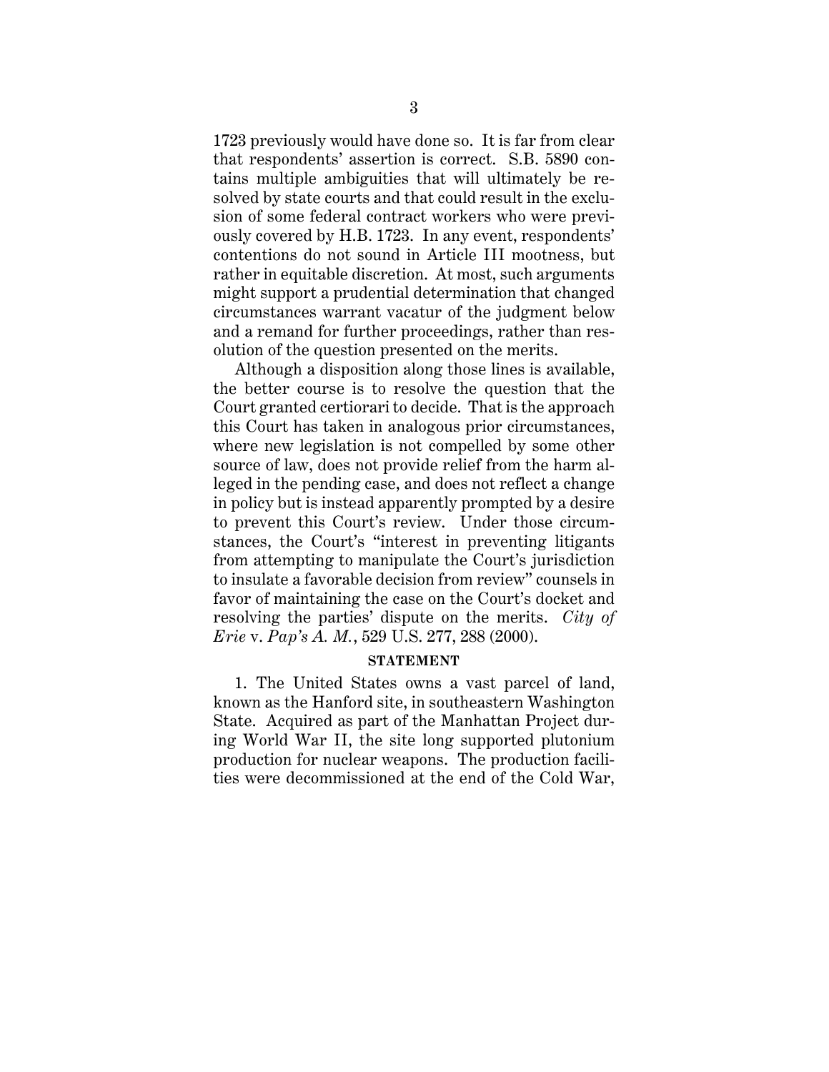1723 previously would have done so. It is far from clear that respondents' assertion is correct. S.B. 5890 contains multiple ambiguities that will ultimately be resolved by state courts and that could result in the exclusion of some federal contract workers who were previously covered by H.B. 1723. In any event, respondents' contentions do not sound in Article III mootness, but rather in equitable discretion. At most, such arguments might support a prudential determination that changed circumstances warrant vacatur of the judgment below and a remand for further proceedings, rather than resolution of the question presented on the merits.

Although a disposition along those lines is available, the better course is to resolve the question that the Court granted certiorari to decide. That is the approach this Court has taken in analogous prior circumstances, where new legislation is not compelled by some other source of law, does not provide relief from the harm alleged in the pending case, and does not reflect a change in policy but is instead apparently prompted by a desire to prevent this Court's review. Under those circumstances, the Court's "interest in preventing litigants from attempting to manipulate the Court's jurisdiction to insulate a favorable decision from review" counsels in favor of maintaining the case on the Court's docket and resolving the parties' dispute on the merits. *City of Erie* v. *Pap's A. M.*, 529 U.S. 277, 288 (2000).

## STATEMENT

1. The United States owns a vast parcel of land, known as the Hanford site, in southeastern Washington State. Acquired as part of the Manhattan Project during World War II, the site long supported plutonium production for nuclear weapons. The production facilities were decommissioned at the end of the Cold War,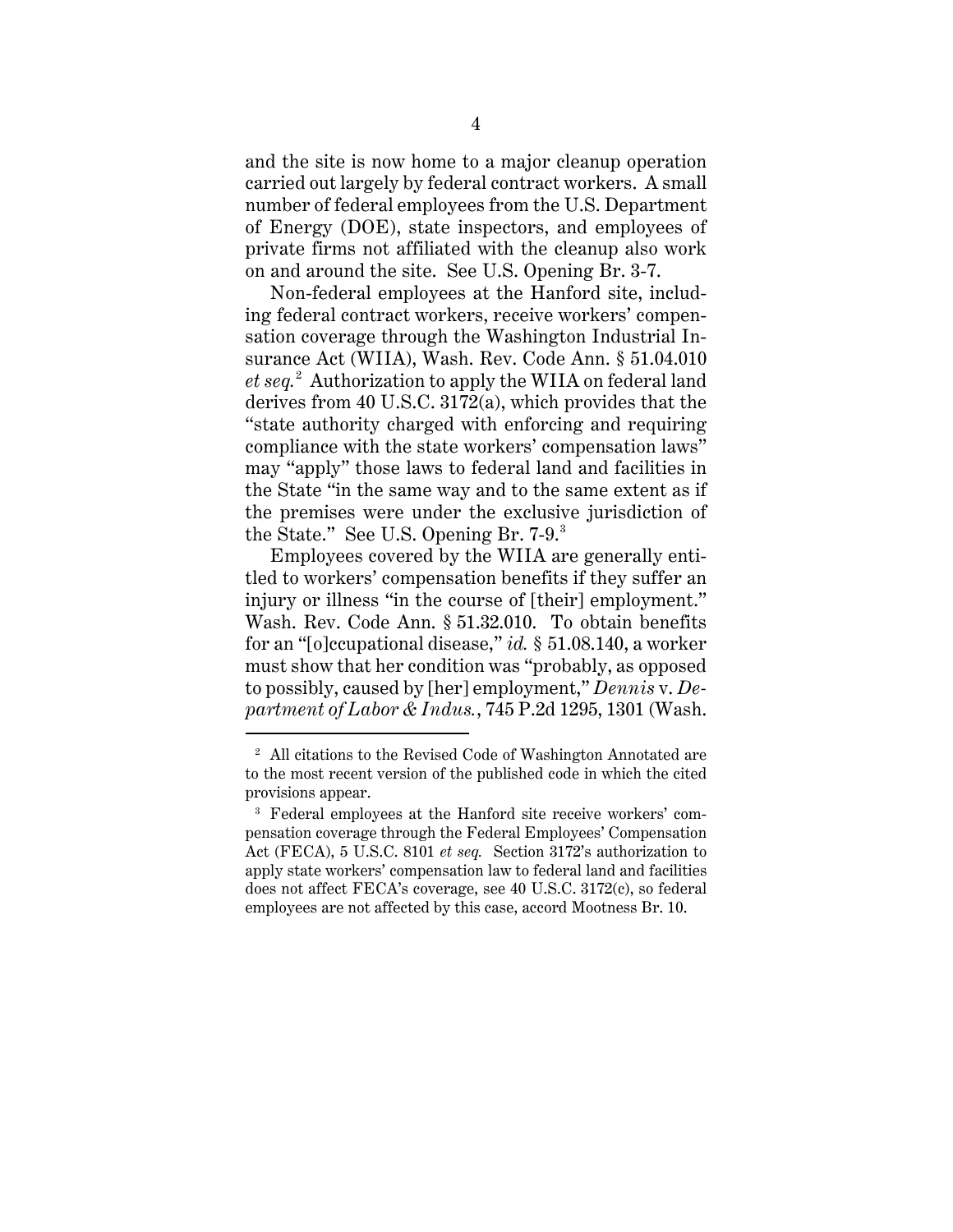and the site is now home to a major cleanup operation carried out largely by federal contract workers. A small number of federal employees from the U.S. Department of Energy (DOE), state inspectors, and employees of private firms not affiliated with the cleanup also work on and around the site. See U.S. Opening Br. 3-7.

Non-federal employees at the Hanford site, including federal contract workers, receive workers' compensation coverage through the Washington Industrial Insurance Act (WIIA), Wash. Rev. Code Ann. § 51.04.010 *et seq.*[2] Authorization to apply the WIIA on federal land derives from 40 U.S.C. 3172(a), which provides that the "state authority charged with enforcing and requiring compliance with the state workers' compensation laws" may "apply" those laws to federal land and facilities in the State "in the same way and to the same extent as if the premises were under the exclusive jurisdiction of the State." See U.S. Opening Br. 7-9.[3]

Employees covered by the WIIA are generally entitled to workers' compensation benefits if they suffer an injury or illness "in the course of [their] employment." Wash. Rev. Code Ann. § 51.32.010. To obtain benefits for an "[o]ccupational disease," *id.* § 51.08.140, a worker must show that her condition was "probably, as opposed to possibly, caused by [her] employment," *Dennis* v. *Department of Labor & Indus.*, 745 P.2d 1295, 1301 (Wash.

---

[2] All citations to the Revised Code of Washington Annotated are to the most recent version of the published code in which the cited provisions appear.

[3] Federal employees at the Hanford site receive workers' compensation coverage through the Federal Employees' Compensation Act (FECA), 5 U.S.C. 8101 *et seq.* Section 3172's authorization to apply state workers' compensation law to federal land and facilities does not affect FECA's coverage, see 40 U.S.C. 3172(c), so federal employees are not affected by this case, accord Mootness Br. 10.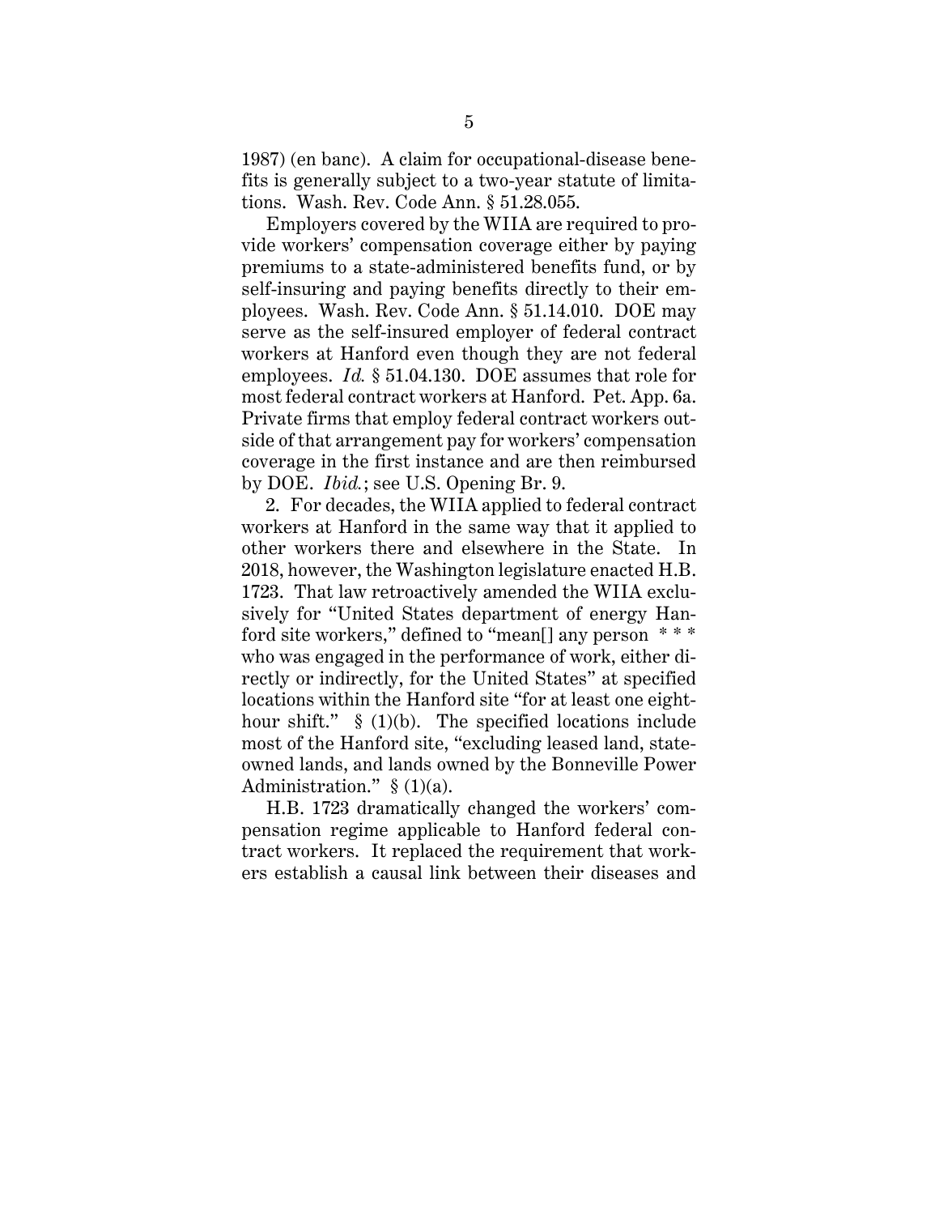1987) (en banc). A claim for occupational-disease benefits is generally subject to a two-year statute of limitations. Wash. Rev. Code Ann. § 51.28.055.

Employers covered by the WIIA are required to provide workers' compensation coverage either by paying premiums to a state-administered benefits fund, or by self-insuring and paying benefits directly to their employees. Wash. Rev. Code Ann. § 51.14.010. DOE may serve as the self-insured employer of federal contract workers at Hanford even though they are not federal employees. *Id.* § 51.04.130. DOE assumes that role for most federal contract workers at Hanford. Pet. App. 6a. Private firms that employ federal contract workers outside of that arrangement pay for workers' compensation coverage in the first instance and are then reimbursed by DOE. *Ibid.*; see U.S. Opening Br. 9.

2. For decades, the WIIA applied to federal contract workers at Hanford in the same way that it applied to other workers there and elsewhere in the State. In 2018, however, the Washington legislature enacted H.B. 1723. That law retroactively amended the WIIA exclusively for "United States department of energy Hanford site workers," defined to "mean[] any person * * * who was engaged in the performance of work, either directly or indirectly, for the United States" at specified locations within the Hanford site "for at least one eight-hour shift." § (1)(b). The specified locations include most of the Hanford site, "excluding leased land, state-owned lands, and lands owned by the Bonneville Power Administration." § (1)(a).

H.B. 1723 dramatically changed the workers' compensation regime applicable to Hanford federal contract workers. It replaced the requirement that workers establish a causal link between their diseases and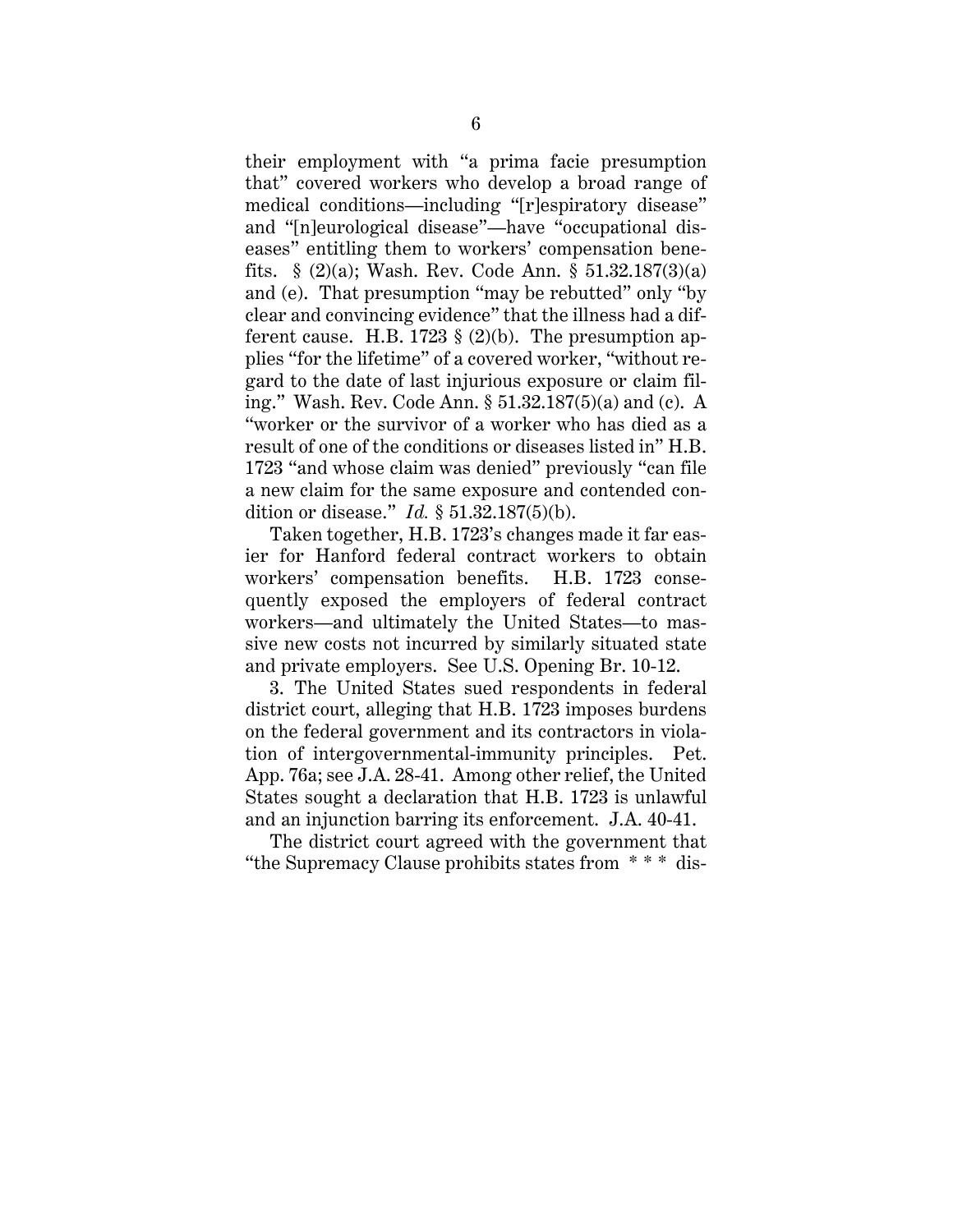their employment with "a prima facie presumption that" covered workers who develop a broad range of medical conditions—including "[r]espiratory disease" and "[n]eurological disease"—have "occupational diseases" entitling them to workers' compensation benefits. § (2)(a); Wash. Rev. Code Ann. § 51.32.187(3)(a) and (e). That presumption "may be rebutted" only "by clear and convincing evidence" that the illness had a different cause. H.B. 1723 § (2)(b). The presumption applies "for the lifetime" of a covered worker, "without regard to the date of last injurious exposure or claim filing." Wash. Rev. Code Ann. § 51.32.187(5)(a) and (c). A "worker or the survivor of a worker who has died as a result of one of the conditions or diseases listed in" H.B. 1723 "and whose claim was denied" previously "can file a new claim for the same exposure and contended condition or disease." *Id.* § 51.32.187(5)(b).

Taken together, H.B. 1723's changes made it far easier for Hanford federal contract workers to obtain workers' compensation benefits. H.B. 1723 consequently exposed the employers of federal contract workers—and ultimately the United States—to massive new costs not incurred by similarly situated state and private employers. See U.S. Opening Br. 10-12.

3. The United States sued respondents in federal district court, alleging that H.B. 1723 imposes burdens on the federal government and its contractors in violation of intergovernmental-immunity principles. Pet. App. 76a; see J.A. 28-41. Among other relief, the United States sought a declaration that H.B. 1723 is unlawful and an injunction barring its enforcement. J.A. 40-41.

The district court agreed with the government that "the Supremacy Clause prohibits states from * * * dis-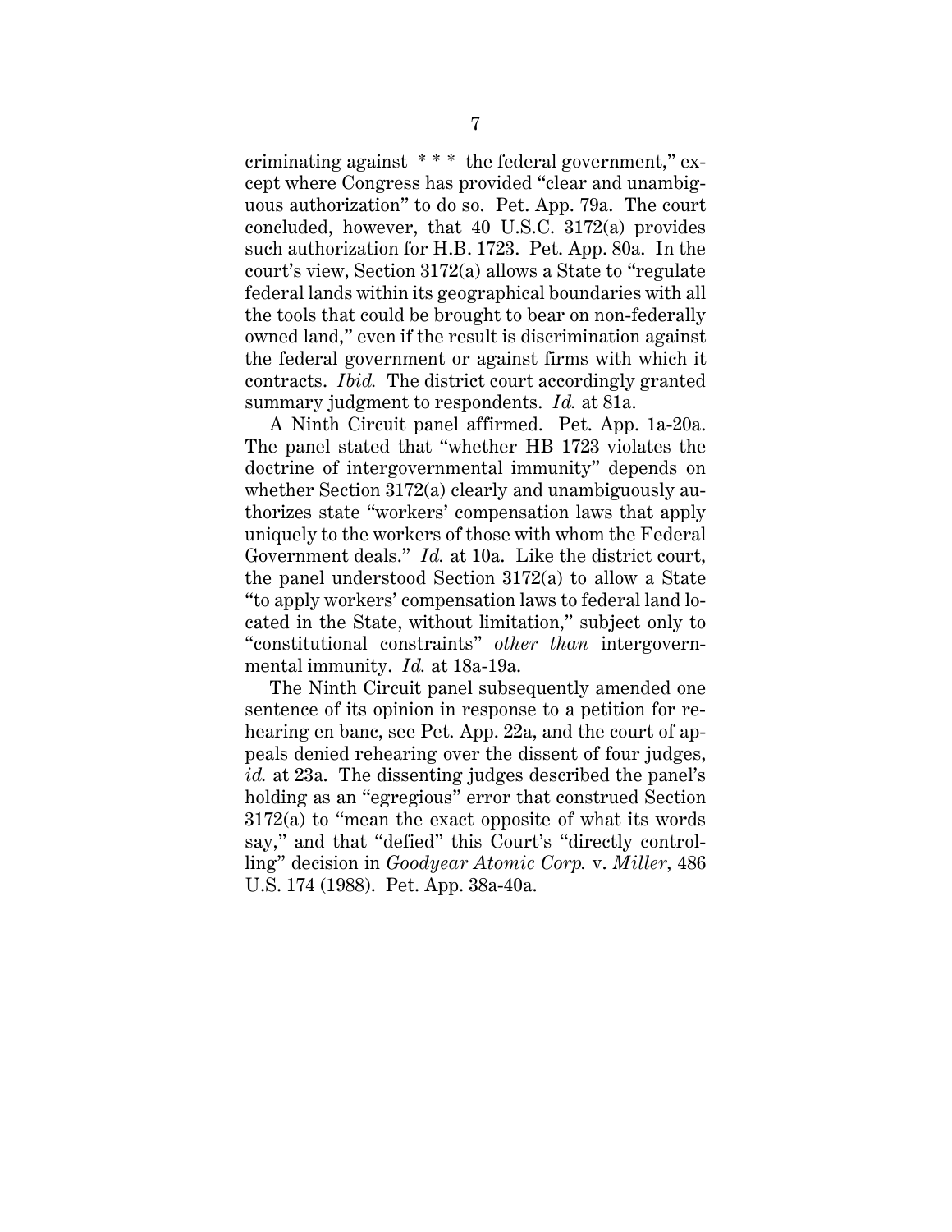criminating against * * * the federal government," except where Congress has provided "clear and unambiguous authorization" to do so. Pet. App. 79a. The court concluded, however, that 40 U.S.C. 3172(a) provides such authorization for H.B. 1723. Pet. App. 80a. In the court's view, Section 3172(a) allows a State to "regulate federal lands within its geographical boundaries with all the tools that could be brought to bear on non-federally owned land," even if the result is discrimination against the federal government or against firms with which it contracts. *Ibid.* The district court accordingly granted summary judgment to respondents. *Id.* at 81a.

A Ninth Circuit panel affirmed. Pet. App. 1a-20a. The panel stated that "whether HB 1723 violates the doctrine of intergovernmental immunity" depends on whether Section 3172(a) clearly and unambiguously authorizes state "workers' compensation laws that apply uniquely to the workers of those with whom the Federal Government deals." *Id.* at 10a. Like the district court, the panel understood Section 3172(a) to allow a State "to apply workers' compensation laws to federal land located in the State, without limitation," subject only to "constitutional constraints" *other than* intergovernmental immunity. *Id.* at 18a-19a.

The Ninth Circuit panel subsequently amended one sentence of its opinion in response to a petition for rehearing en banc, see Pet. App. 22a, and the court of appeals denied rehearing over the dissent of four judges, *id.* at 23a. The dissenting judges described the panel's holding as an "egregious" error that construed Section 3172(a) to "mean the exact opposite of what its words say," and that "defied" this Court's "directly controlling" decision in *Goodyear Atomic Corp.* v. *Miller*, 486 U.S. 174 (1988). Pet. App. 38a-40a.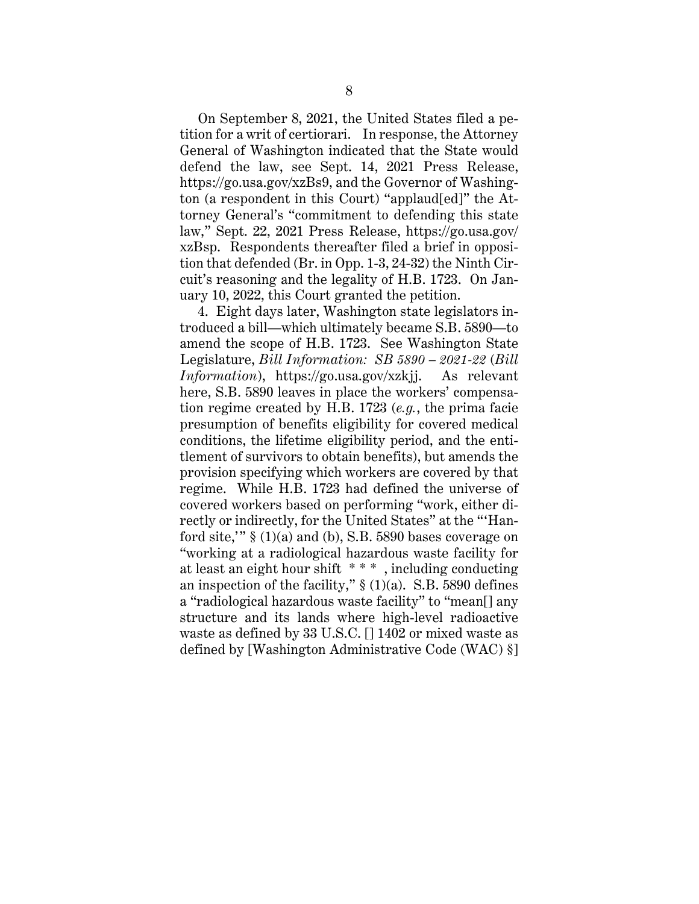On September 8, 2021, the United States filed a petition for a writ of certiorari. In response, the Attorney General of Washington indicated that the State would defend the law, see Sept. 14, 2021 Press Release, https://go.usa.gov/xzBs9, and the Governor of Washington (a respondent in this Court) "applaud[ed]" the Attorney General's "commitment to defending this state law," Sept. 22, 2021 Press Release, https://go.usa.gov/xzBsp. Respondents thereafter filed a brief in opposition that defended (Br. in Opp. 1-3, 24-32) the Ninth Circuit's reasoning and the legality of H.B. 1723. On January 10, 2022, this Court granted the petition.

4. Eight days later, Washington state legislators introduced a bill—which ultimately became S.B. 5890—to amend the scope of H.B. 1723. See Washington State Legislature, *Bill Information: SB 5890 – 2021-22* (*Bill Information*), https://go.usa.gov/xzkjj. As relevant here, S.B. 5890 leaves in place the workers' compensation regime created by H.B. 1723 (*e.g.*, the prima facie presumption of benefits eligibility for covered medical conditions, the lifetime eligibility period, and the entitlement of survivors to obtain benefits), but amends the provision specifying which workers are covered by that regime. While H.B. 1723 had defined the universe of covered workers based on performing "work, either directly or indirectly, for the United States" at the "'Hanford site,'" § (1)(a) and (b), S.B. 5890 bases coverage on "working at a radiological hazardous waste facility for at least an eight hour shift * * * , including conducting an inspection of the facility," § (1)(a). S.B. 5890 defines a "radiological hazardous waste facility" to "mean[] any structure and its lands where high-level radioactive waste as defined by 33 U.S.C. [] 1402 or mixed waste as defined by [Washington Administrative Code (WAC) §]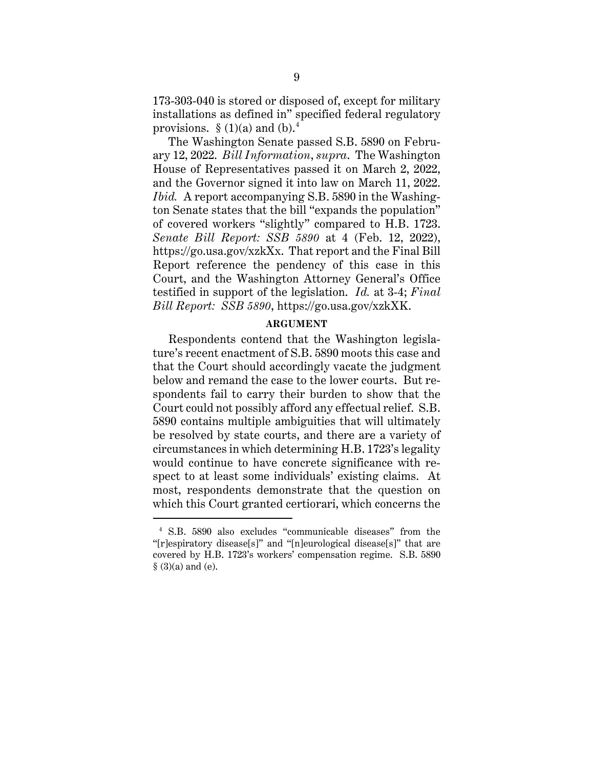173-303-040 is stored or disposed of, except for military installations as defined in" specified federal regulatory provisions. § (1)(a) and (b).[4]

The Washington Senate passed S.B. 5890 on February 12, 2022. *Bill Information*, *supra*. The Washington House of Representatives passed it on March 2, 2022, and the Governor signed it into law on March 11, 2022. *Ibid.* A report accompanying S.B. 5890 in the Washington Senate states that the bill "expands the population" of covered workers "slightly" compared to H.B. 1723. *Senate Bill Report: SSB 5890* at 4 (Feb. 12, 2022), https://go.usa.gov/xzkXx. That report and the Final Bill Report reference the pendency of this case in this Court, and the Washington Attorney General's Office testified in support of the legislation. *Id.* at 3-4; *Final Bill Report: SSB 5890*, https://go.usa.gov/xzkXK.

## ARGUMENT

Respondents contend that the Washington legislature's recent enactment of S.B. 5890 moots this case and that the Court should accordingly vacate the judgment below and remand the case to the lower courts. But respondents fail to carry their burden to show that the Court could not possibly afford any effectual relief. S.B. 5890 contains multiple ambiguities that will ultimately be resolved by state courts, and there are a variety of circumstances in which determining H.B. 1723's legality would continue to have concrete significance with respect to at least some individuals' existing claims. At most, respondents demonstrate that the question on which this Court granted certiorari, which concerns the

[4] S.B. 5890 also excludes "communicable diseases" from the "[r]espiratory disease[s]" and "[n]eurological disease[s]" that are covered by H.B. 1723's workers' compensation regime. S.B. 5890 § (3)(a) and (e).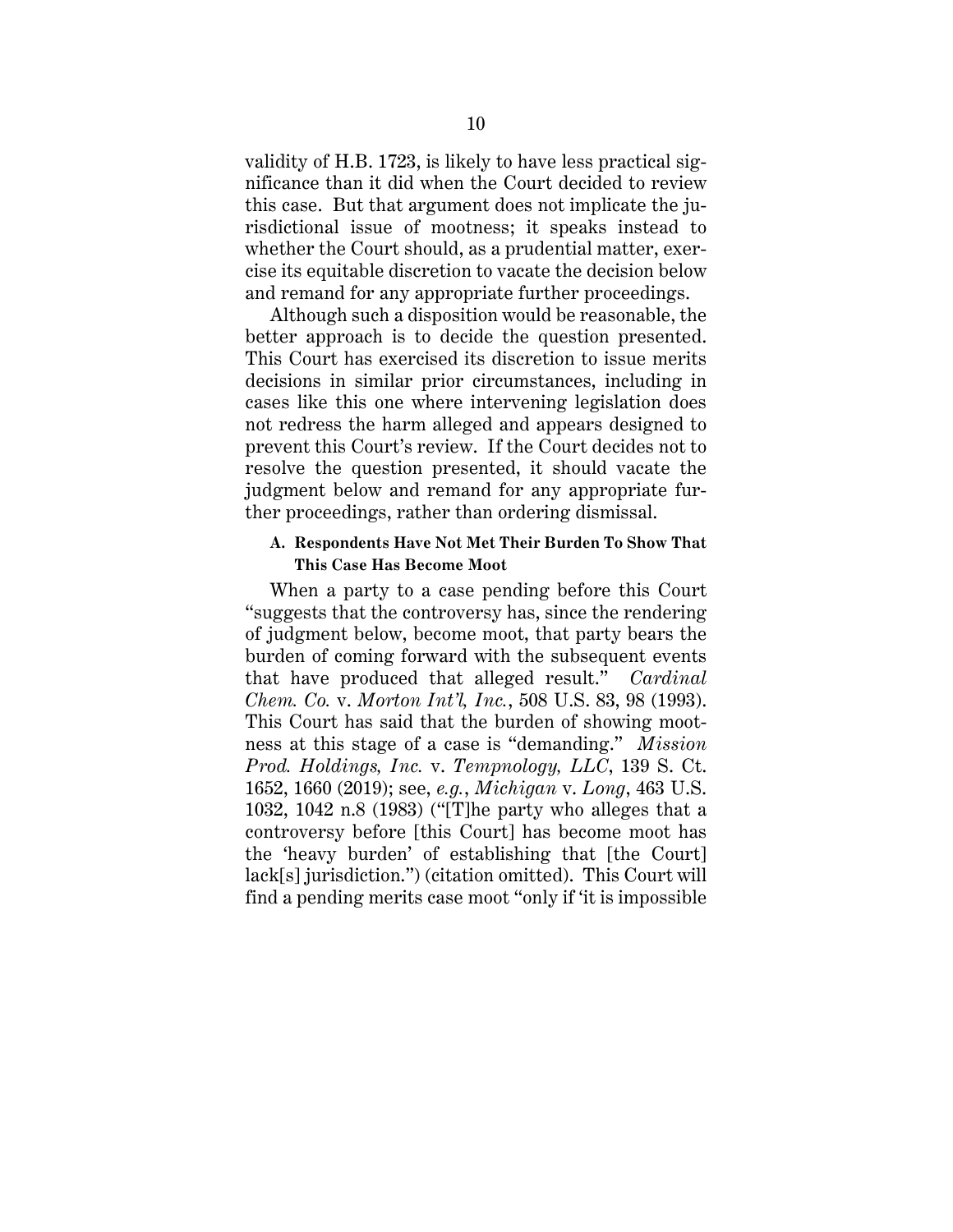validity of H.B. 1723, is likely to have less practical significance than it did when the Court decided to review this case. But that argument does not implicate the jurisdictional issue of mootness; it speaks instead to whether the Court should, as a prudential matter, exercise its equitable discretion to vacate the decision below and remand for any appropriate further proceedings.

Although such a disposition would be reasonable, the better approach is to decide the question presented. This Court has exercised its discretion to issue merits decisions in similar prior circumstances, including in cases like this one where intervening legislation does not redress the harm alleged and appears designed to prevent this Court's review. If the Court decides not to resolve the question presented, it should vacate the judgment below and remand for any appropriate further proceedings, rather than ordering dismissal.

### A. Respondents Have Not Met Their Burden To Show That This Case Has Become Moot

When a party to a case pending before this Court "suggests that the controversy has, since the rendering of judgment below, become moot, that party bears the burden of coming forward with the subsequent events that have produced that alleged result." *Cardinal Chem. Co.* v. *Morton Int'l, Inc.*, 508 U.S. 83, 98 (1993). This Court has said that the burden of showing mootness at this stage of a case is "demanding." *Mission Prod. Holdings, Inc.* v. *Tempnology, LLC*, 139 S. Ct. 1652, 1660 (2019); see, *e.g.*, *Michigan* v. *Long*, 463 U.S. 1032, 1042 n.8 (1983) ("[T]he party who alleges that a controversy before [this Court] has become moot has the 'heavy burden' of establishing that [the Court] lack[s] jurisdiction.") (citation omitted). This Court will find a pending merits case moot "only if 'it is impossible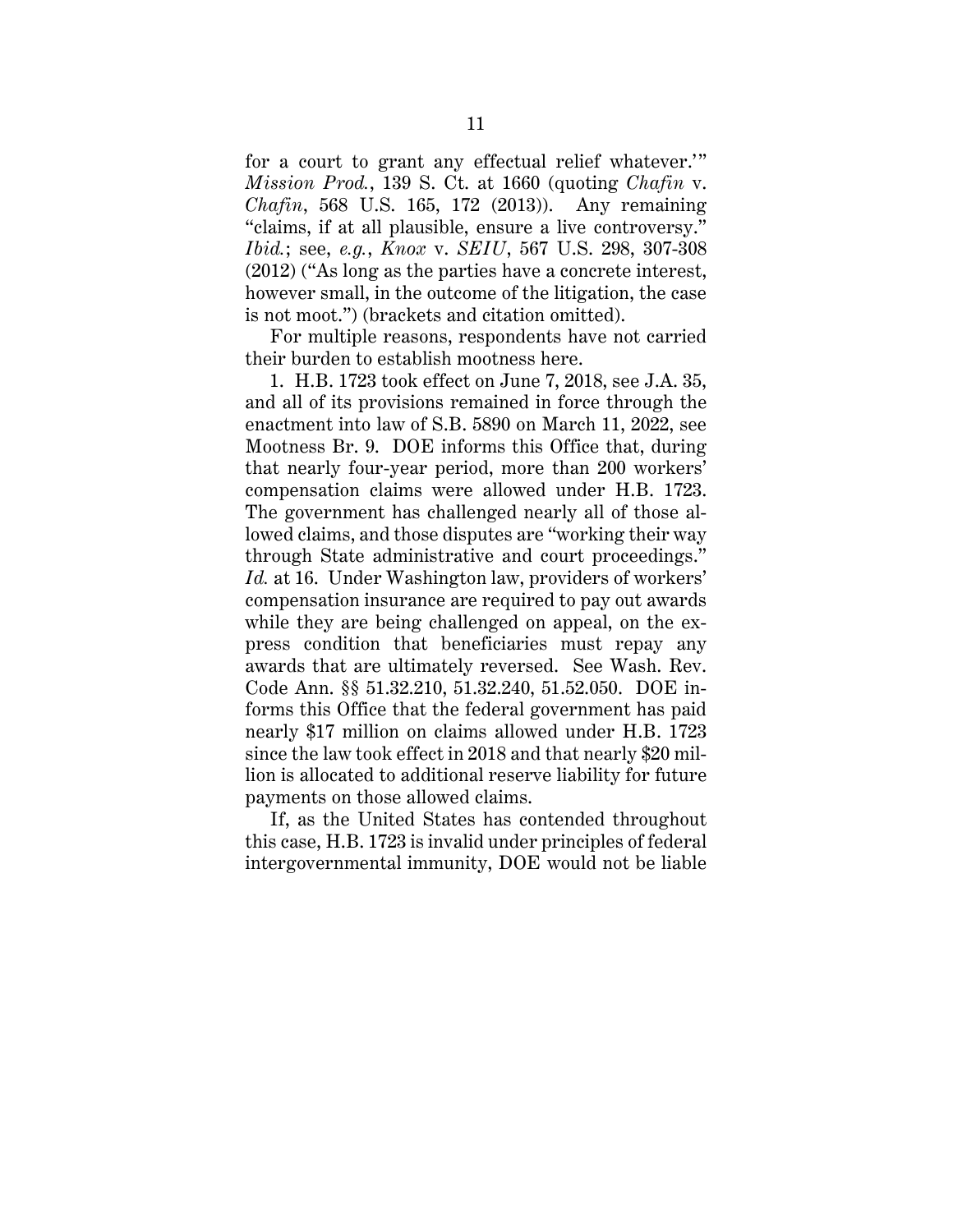for a court to grant any effectual relief whatever.'" *Mission Prod.*, 139 S. Ct. at 1660 (quoting *Chafin* v. *Chafin*, 568 U.S. 165, 172 (2013)). Any remaining "claims, if at all plausible, ensure a live controversy." *Ibid.*; see, *e.g.*, *Knox* v. *SEIU*, 567 U.S. 298, 307-308 (2012) ("As long as the parties have a concrete interest, however small, in the outcome of the litigation, the case is not moot.") (brackets and citation omitted).

For multiple reasons, respondents have not carried their burden to establish mootness here.

1. H.B. 1723 took effect on June 7, 2018, see J.A. 35, and all of its provisions remained in force through the enactment into law of S.B. 5890 on March 11, 2022, see Mootness Br. 9. DOE informs this Office that, during that nearly four-year period, more than 200 workers' compensation claims were allowed under H.B. 1723. The government has challenged nearly all of those allowed claims, and those disputes are "working their way through State administrative and court proceedings." *Id.* at 16. Under Washington law, providers of workers' compensation insurance are required to pay out awards while they are being challenged on appeal, on the express condition that beneficiaries must repay any awards that are ultimately reversed. See Wash. Rev. Code Ann. §§ 51.32.210, 51.32.240, 51.52.050. DOE informs this Office that the federal government has paid nearly $17 million on claims allowed under H.B. 1723 since the law took effect in 2018 and that nearly $20 million is allocated to additional reserve liability for future payments on those allowed claims.

If, as the United States has contended throughout this case, H.B. 1723 is invalid under principles of federal intergovernmental immunity, DOE would not be liable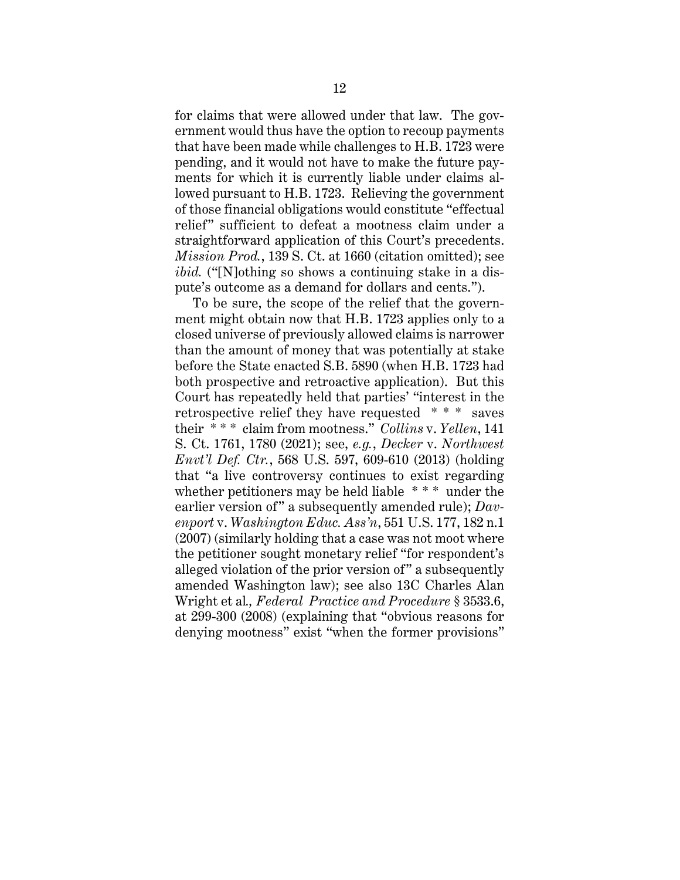for claims that were allowed under that law. The government would thus have the option to recoup payments that have been made while challenges to H.B. 1723 were pending, and it would not have to make the future payments for which it is currently liable under claims allowed pursuant to H.B. 1723. Relieving the government of those financial obligations would constitute "effectual relief" sufficient to defeat a mootness claim under a straightforward application of this Court's precedents. *Mission Prod.*, 139 S. Ct. at 1660 (citation omitted); see *ibid.* ("[N]othing so shows a continuing stake in a dispute's outcome as a demand for dollars and cents.").

To be sure, the scope of the relief that the government might obtain now that H.B. 1723 applies only to a closed universe of previously allowed claims is narrower than the amount of money that was potentially at stake before the State enacted S.B. 5890 (when H.B. 1723 had both prospective and retroactive application). But this Court has repeatedly held that parties' "interest in the retrospective relief they have requested * * * saves their * * * claim from mootness." *Collins* v. *Yellen*, 141 S. Ct. 1761, 1780 (2021); see, *e.g.*, *Decker* v. *Northwest Envt'l Def. Ctr.*, 568 U.S. 597, 609-610 (2013) (holding that "a live controversy continues to exist regarding whether petitioners may be held liable * * * under the earlier version of" a subsequently amended rule); *Davenport* v. *Washington Educ. Ass'n*, 551 U.S. 177, 182 n.1 (2007) (similarly holding that a case was not moot where the petitioner sought monetary relief "for respondent's alleged violation of the prior version of" a subsequently amended Washington law); see also 13C Charles Alan Wright et al., *Federal Practice and Procedure* § 3533.6, at 299-300 (2008) (explaining that "obvious reasons for denying mootness" exist "when the former provisions"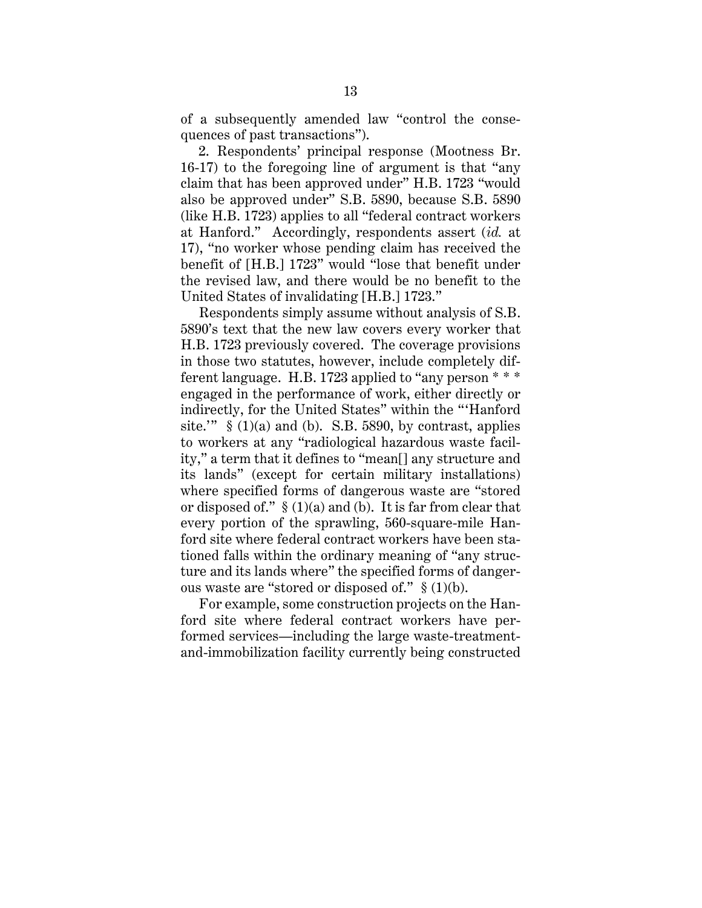of a subsequently amended law "control the consequences of past transactions").

2. Respondents' principal response (Mootness Br. 16-17) to the foregoing line of argument is that "any claim that has been approved under" H.B. 1723 "would also be approved under" S.B. 5890, because S.B. 5890 (like H.B. 1723) applies to all "federal contract workers at Hanford." Accordingly, respondents assert (*id.* at 17), "no worker whose pending claim has received the benefit of [H.B.] 1723" would "lose that benefit under the revised law, and there would be no benefit to the United States of invalidating [H.B.] 1723."

Respondents simply assume without analysis of S.B. 5890's text that the new law covers every worker that H.B. 1723 previously covered. The coverage provisions in those two statutes, however, include completely different language. H.B. 1723 applied to "any person * * * engaged in the performance of work, either directly or indirectly, for the United States" within the "'Hanford site.'" § (1)(a) and (b). S.B. 5890, by contrast, applies to workers at any "radiological hazardous waste facility," a term that it defines to "mean[] any structure and its lands" (except for certain military installations) where specified forms of dangerous waste are "stored or disposed of." § (1)(a) and (b). It is far from clear that every portion of the sprawling, 560-square-mile Hanford site where federal contract workers have been stationed falls within the ordinary meaning of "any structure and its lands where" the specified forms of dangerous waste are "stored or disposed of." § (1)(b).

For example, some construction projects on the Hanford site where federal contract workers have performed services—including the large waste-treatment-and-immobilization facility currently being constructed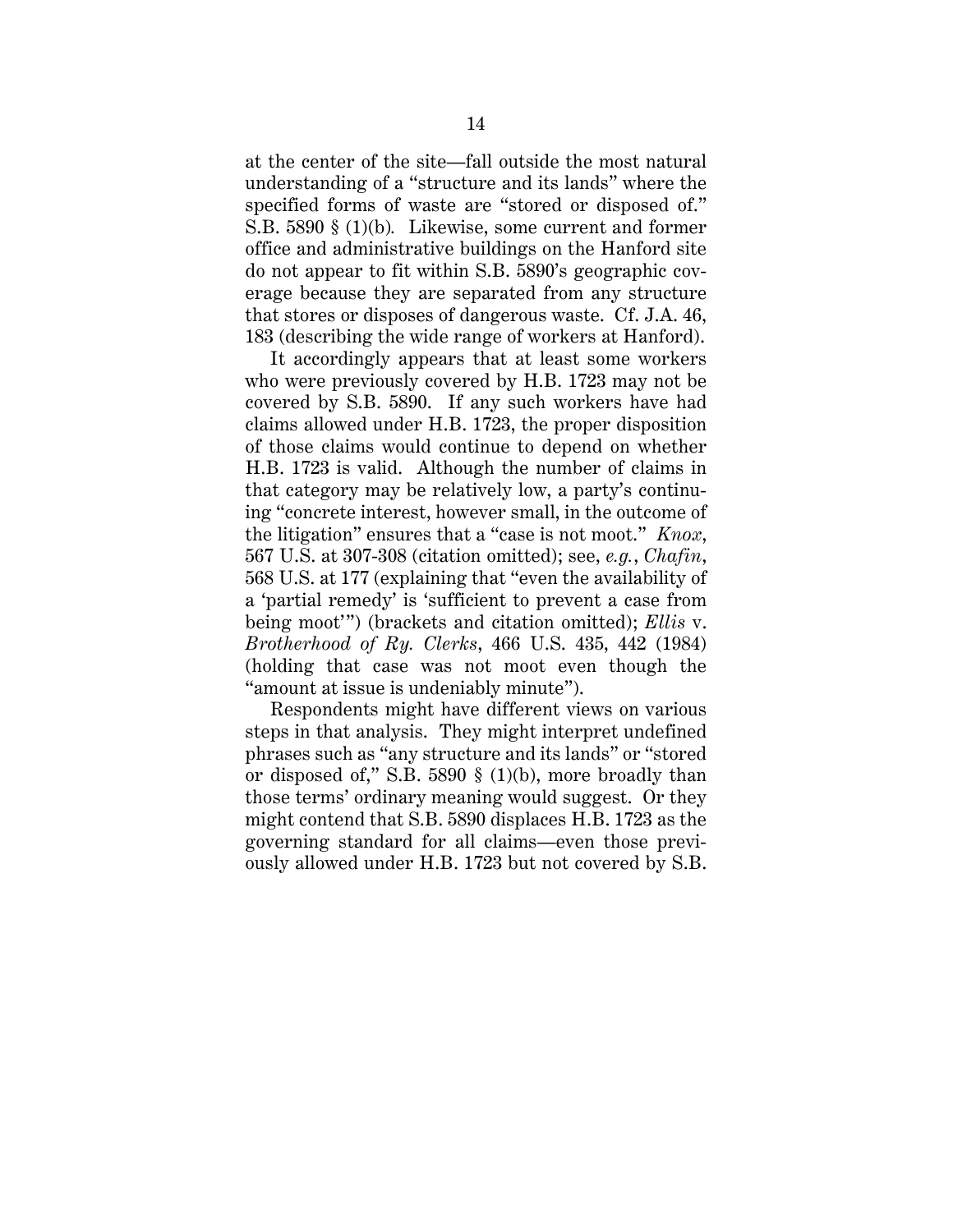at the center of the site—fall outside the most natural understanding of a "structure and its lands" where the specified forms of waste are "stored or disposed of." S.B. 5890 § (1)(b). Likewise, some current and former office and administrative buildings on the Hanford site do not appear to fit within S.B. 5890's geographic coverage because they are separated from any structure that stores or disposes of dangerous waste. Cf. J.A. 46, 183 (describing the wide range of workers at Hanford).

It accordingly appears that at least some workers who were previously covered by H.B. 1723 may not be covered by S.B. 5890. If any such workers have had claims allowed under H.B. 1723, the proper disposition of those claims would continue to depend on whether H.B. 1723 is valid. Although the number of claims in that category may be relatively low, a party's continuing "concrete interest, however small, in the outcome of the litigation" ensures that a "case is not moot." *Knox*, 567 U.S. at 307-308 (citation omitted); see, *e.g.*, *Chafin*, 568 U.S. at 177 (explaining that "even the availability of a 'partial remedy' is 'sufficient to prevent a case from being moot'") (brackets and citation omitted); *Ellis* v. *Brotherhood of Ry. Clerks*, 466 U.S. 435, 442 (1984) (holding that case was not moot even though the "amount at issue is undeniably minute").

Respondents might have different views on various steps in that analysis. They might interpret undefined phrases such as "any structure and its lands" or "stored or disposed of," S.B. 5890 § (1)(b), more broadly than those terms' ordinary meaning would suggest. Or they might contend that S.B. 5890 displaces H.B. 1723 as the governing standard for all claims—even those previously allowed under H.B. 1723 but not covered by S.B.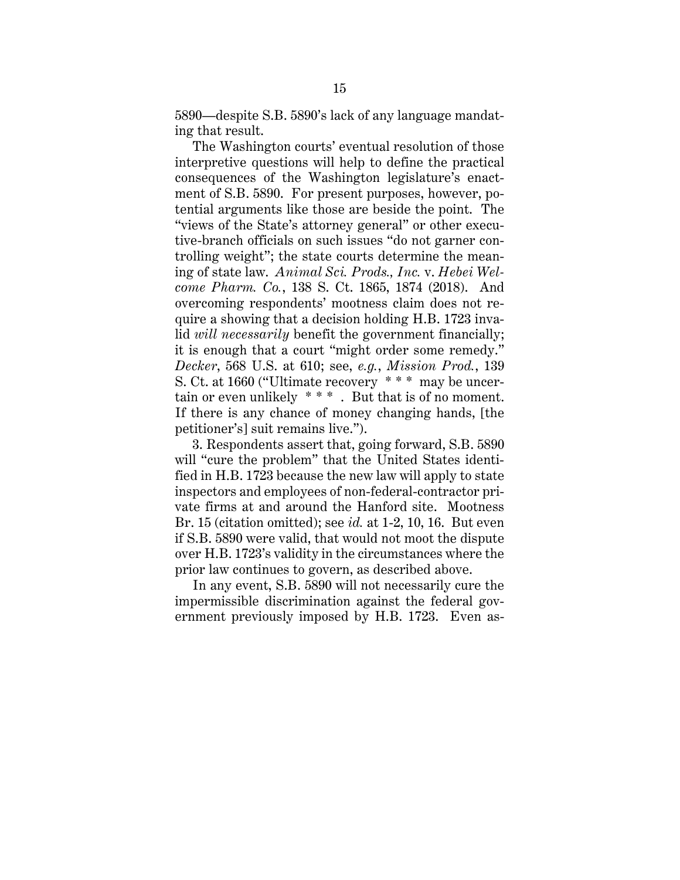5890—despite S.B. 5890's lack of any language mandating that result.

The Washington courts' eventual resolution of those interpretive questions will help to define the practical consequences of the Washington legislature's enactment of S.B. 5890. For present purposes, however, potential arguments like those are beside the point. The "views of the State's attorney general" or other executive-branch officials on such issues "do not garner controlling weight"; the state courts determine the meaning of state law. *Animal Sci. Prods., Inc.* v. *Hebei Welcome Pharm. Co.*, 138 S. Ct. 1865, 1874 (2018). And overcoming respondents' mootness claim does not require a showing that a decision holding H.B. 1723 invalid *will necessarily* benefit the government financially; it is enough that a court "might order some remedy." *Decker*, 568 U.S. at 610; see, *e.g.*, *Mission Prod.*, 139 S. Ct. at 1660 ("Ultimate recovery * * * may be uncertain or even unlikely * * * . But that is of no moment. If there is any chance of money changing hands, [the petitioner's] suit remains live.").

3. Respondents assert that, going forward, S.B. 5890 will "cure the problem" that the United States identified in H.B. 1723 because the new law will apply to state inspectors and employees of non-federal-contractor private firms at and around the Hanford site. Mootness Br. 15 (citation omitted); see *id.* at 1-2, 10, 16. But even if S.B. 5890 were valid, that would not moot the dispute over H.B. 1723's validity in the circumstances where the prior law continues to govern, as described above.

In any event, S.B. 5890 will not necessarily cure the impermissible discrimination against the federal government previously imposed by H.B. 1723. Even as-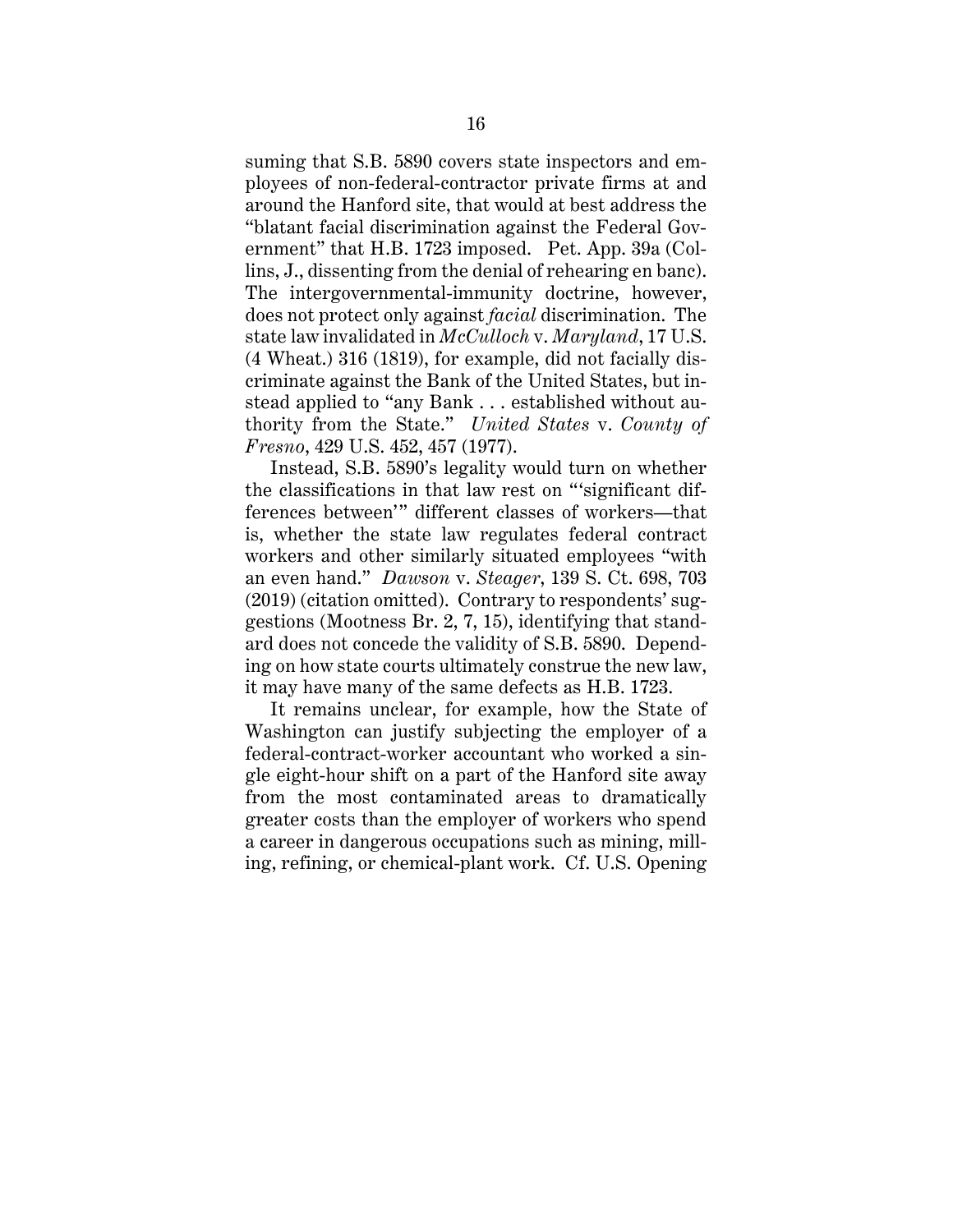suming that S.B. 5890 covers state inspectors and employees of non-federal-contractor private firms at and around the Hanford site, that would at best address the "blatant facial discrimination against the Federal Government" that H.B. 1723 imposed. Pet. App. 39a (Collins, J., dissenting from the denial of rehearing en banc). The intergovernmental-immunity doctrine, however, does not protect only against *facial* discrimination. The state law invalidated in *McCulloch* v. *Maryland*, 17 U.S. (4 Wheat.) 316 (1819), for example, did not facially discriminate against the Bank of the United States, but instead applied to "any Bank . . . established without authority from the State." *United States* v. *County of Fresno*, 429 U.S. 452, 457 (1977).

Instead, S.B. 5890's legality would turn on whether the classifications in that law rest on "'significant differences between'" different classes of workers—that is, whether the state law regulates federal contract workers and other similarly situated employees "with an even hand." *Dawson* v. *Steager*, 139 S. Ct. 698, 703 (2019) (citation omitted). Contrary to respondents' suggestions (Mootness Br. 2, 7, 15), identifying that standard does not concede the validity of S.B. 5890. Depending on how state courts ultimately construe the new law, it may have many of the same defects as H.B. 1723.

It remains unclear, for example, how the State of Washington can justify subjecting the employer of a federal-contract-worker accountant who worked a single eight-hour shift on a part of the Hanford site away from the most contaminated areas to dramatically greater costs than the employer of workers who spend a career in dangerous occupations such as mining, milling, refining, or chemical-plant work. Cf. U.S. Opening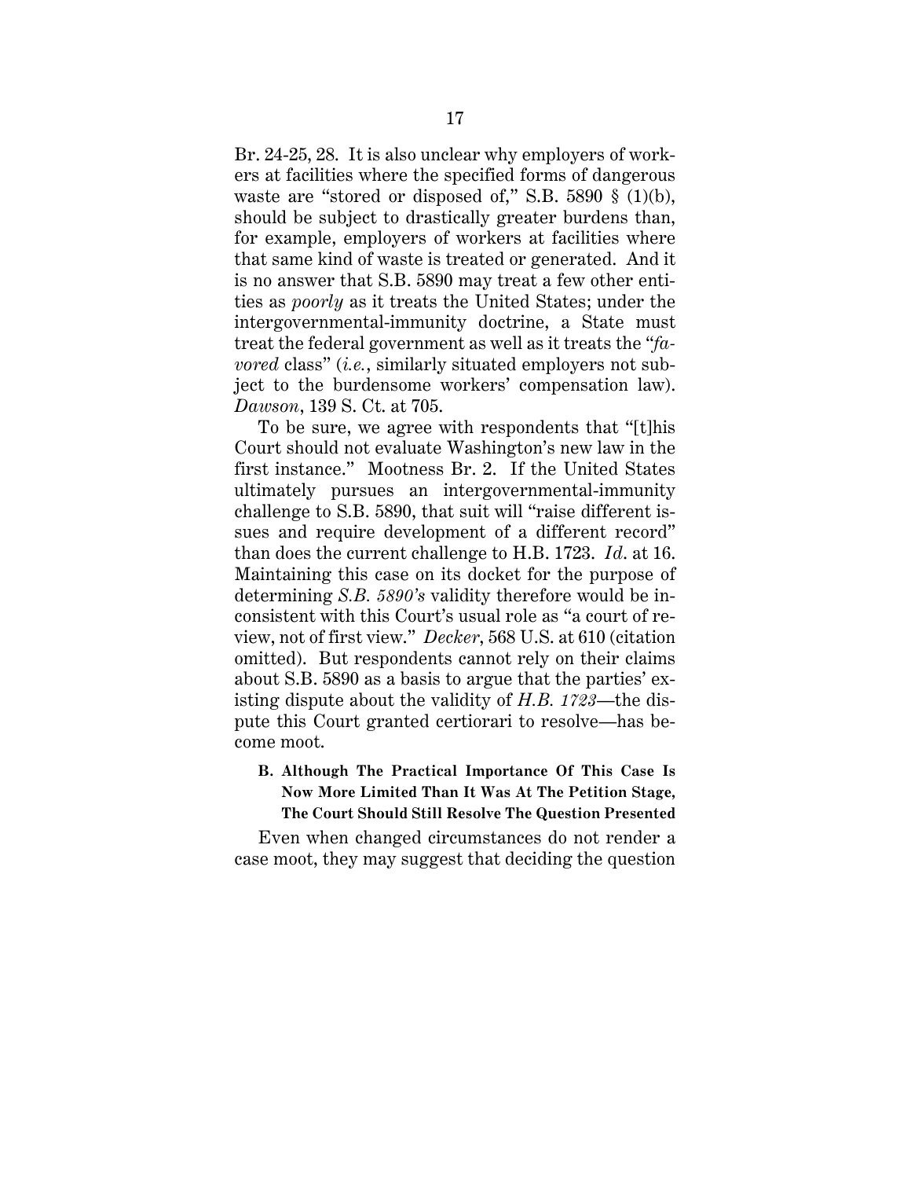Br. 24-25, 28. It is also unclear why employers of workers at facilities where the specified forms of dangerous waste are "stored or disposed of," S.B. 5890 § (1)(b), should be subject to drastically greater burdens than, for example, employers of workers at facilities where that same kind of waste is treated or generated. And it is no answer that S.B. 5890 may treat a few other entities as *poorly* as it treats the United States; under the intergovernmental-immunity doctrine, a State must treat the federal government as well as it treats the "*favored* class" (*i.e.*, similarly situated employers not subject to the burdensome workers' compensation law). *Dawson*, 139 S. Ct. at 705.

To be sure, we agree with respondents that "[t]his Court should not evaluate Washington's new law in the first instance." Mootness Br. 2. If the United States ultimately pursues an intergovernmental-immunity challenge to S.B. 5890, that suit will "raise different issues and require development of a different record" than does the current challenge to H.B. 1723. *Id.* at 16. Maintaining this case on its docket for the purpose of determining *S.B. 5890's* validity therefore would be inconsistent with this Court's usual role as "a court of review, not of first view." *Decker*, 568 U.S. at 610 (citation omitted). But respondents cannot rely on their claims about S.B. 5890 as a basis to argue that the parties' existing dispute about the validity of *H.B. 1723*—the dispute this Court granted certiorari to resolve—has become moot.

### B. Although The Practical Importance Of This Case Is Now More Limited Than It Was At The Petition Stage, The Court Should Still Resolve The Question Presented

Even when changed circumstances do not render a case moot, they may suggest that deciding the question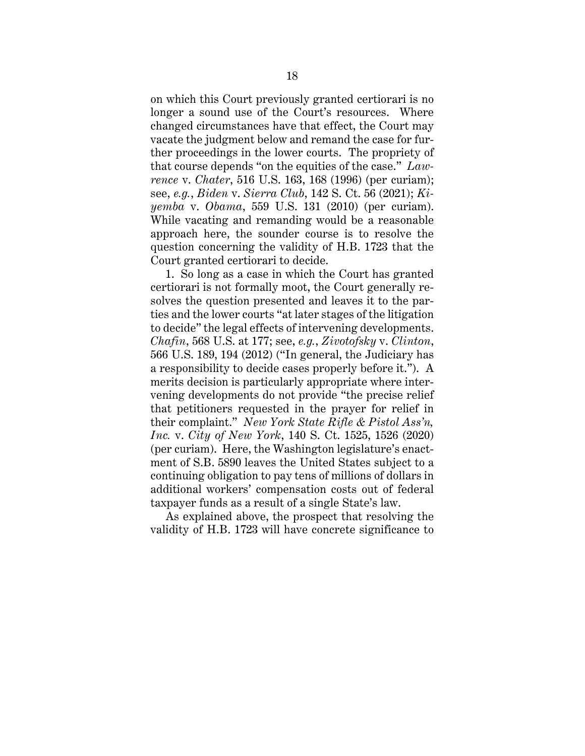on which this Court previously granted certiorari is no longer a sound use of the Court's resources. Where changed circumstances have that effect, the Court may vacate the judgment below and remand the case for further proceedings in the lower courts. The propriety of that course depends "on the equities of the case." *Lawrence* v. *Chater*, 516 U.S. 163, 168 (1996) (per curiam); see, *e.g.*, *Biden* v. *Sierra Club*, 142 S. Ct. 56 (2021); *Kiyemba* v. *Obama*, 559 U.S. 131 (2010) (per curiam). While vacating and remanding would be a reasonable approach here, the sounder course is to resolve the question concerning the validity of H.B. 1723 that the Court granted certiorari to decide.

1. So long as a case in which the Court has granted certiorari is not formally moot, the Court generally resolves the question presented and leaves it to the parties and the lower courts "at later stages of the litigation to decide" the legal effects of intervening developments. *Chafin*, 568 U.S. at 177; see, *e.g.*, *Zivotofsky* v. *Clinton*, 566 U.S. 189, 194 (2012) ("In general, the Judiciary has a responsibility to decide cases properly before it."). A merits decision is particularly appropriate where intervening developments do not provide "the precise relief that petitioners requested in the prayer for relief in their complaint." *New York State Rifle & Pistol Ass'n, Inc.* v. *City of New York*, 140 S. Ct. 1525, 1526 (2020) (per curiam). Here, the Washington legislature's enactment of S.B. 5890 leaves the United States subject to a continuing obligation to pay tens of millions of dollars in additional workers' compensation costs out of federal taxpayer funds as a result of a single State's law.

As explained above, the prospect that resolving the validity of H.B. 1723 will have concrete significance to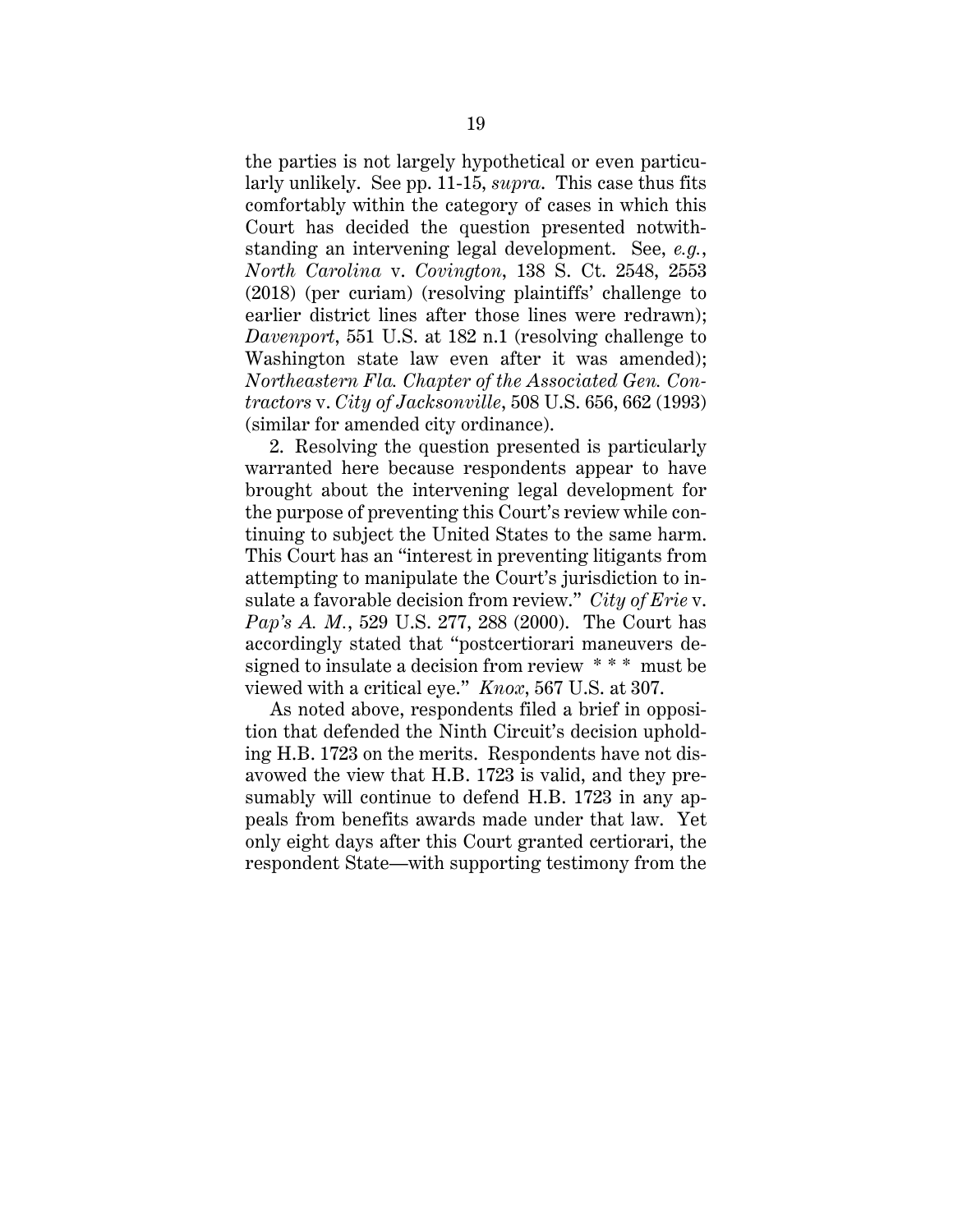the parties is not largely hypothetical or even particularly unlikely. See pp. 11-15, *supra*. This case thus fits comfortably within the category of cases in which this Court has decided the question presented notwithstanding an intervening legal development. See, *e.g.*, *North Carolina* v. *Covington*, 138 S. Ct. 2548, 2553 (2018) (per curiam) (resolving plaintiffs' challenge to earlier district lines after those lines were redrawn); *Davenport*, 551 U.S. at 182 n.1 (resolving challenge to Washington state law even after it was amended); *Northeastern Fla. Chapter of the Associated Gen. Contractors* v. *City of Jacksonville*, 508 U.S. 656, 662 (1993) (similar for amended city ordinance).

2. Resolving the question presented is particularly warranted here because respondents appear to have brought about the intervening legal development for the purpose of preventing this Court's review while continuing to subject the United States to the same harm. This Court has an "interest in preventing litigants from attempting to manipulate the Court's jurisdiction to insulate a favorable decision from review." *City of Erie* v. *Pap's A. M.*, 529 U.S. 277, 288 (2000). The Court has accordingly stated that "postcertiorari maneuvers designed to insulate a decision from review * * * must be viewed with a critical eye." *Knox*, 567 U.S. at 307.

As noted above, respondents filed a brief in opposition that defended the Ninth Circuit's decision upholding H.B. 1723 on the merits. Respondents have not disavowed the view that H.B. 1723 is valid, and they presumably will continue to defend H.B. 1723 in any appeals from benefits awards made under that law. Yet only eight days after this Court granted certiorari, the respondent State—with supporting testimony from the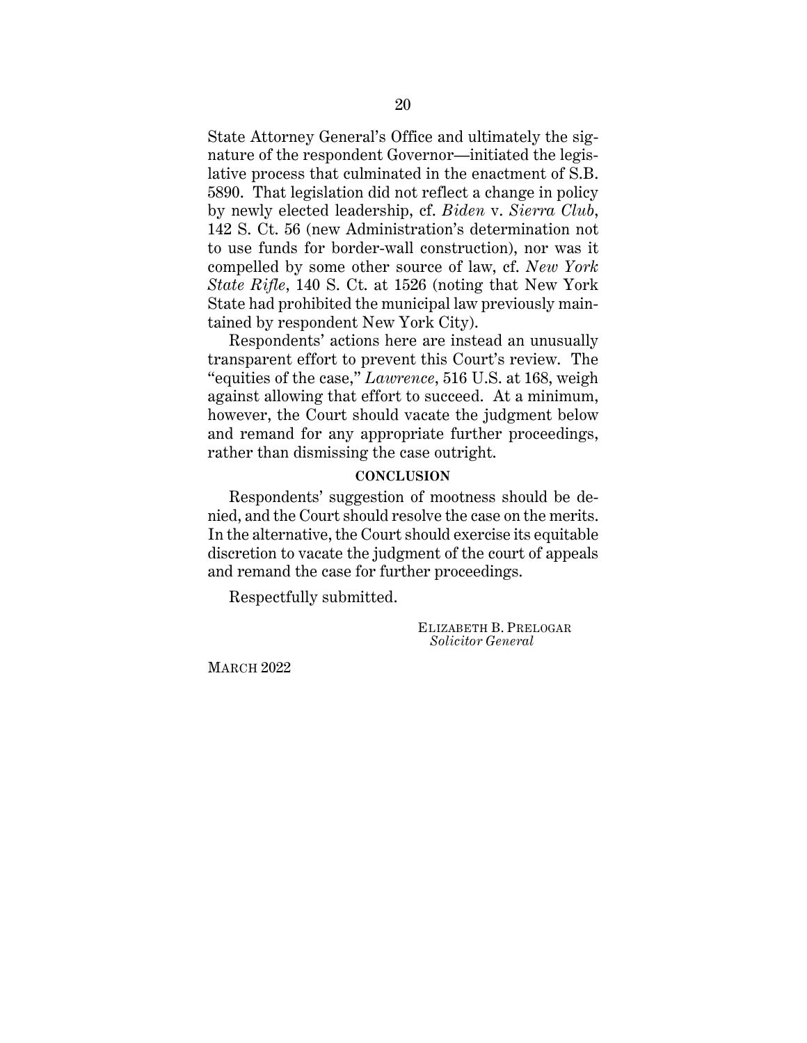State Attorney General's Office and ultimately the signature of the respondent Governor—initiated the legislative process that culminated in the enactment of S.B. 5890. That legislation did not reflect a change in policy by newly elected leadership, cf. *Biden* v. *Sierra Club*, 142 S. Ct. 56 (new Administration's determination not to use funds for border-wall construction), nor was it compelled by some other source of law, cf. *New York State Rifle*, 140 S. Ct. at 1526 (noting that New York State had prohibited the municipal law previously maintained by respondent New York City).

Respondents' actions here are instead an unusually transparent effort to prevent this Court's review. The "equities of the case," *Lawrence*, 516 U.S. at 168, weigh against allowing that effort to succeed. At a minimum, however, the Court should vacate the judgment below and remand for any appropriate further proceedings, rather than dismissing the case outright.

## CONCLUSION

Respondents' suggestion of mootness should be denied, and the Court should resolve the case on the merits. In the alternative, the Court should exercise its equitable discretion to vacate the judgment of the court of appeals and remand the case for further proceedings.

Respectfully submitted.

ELIZABETH B. PRELOGAR
*Solicitor General*

MARCH 2022